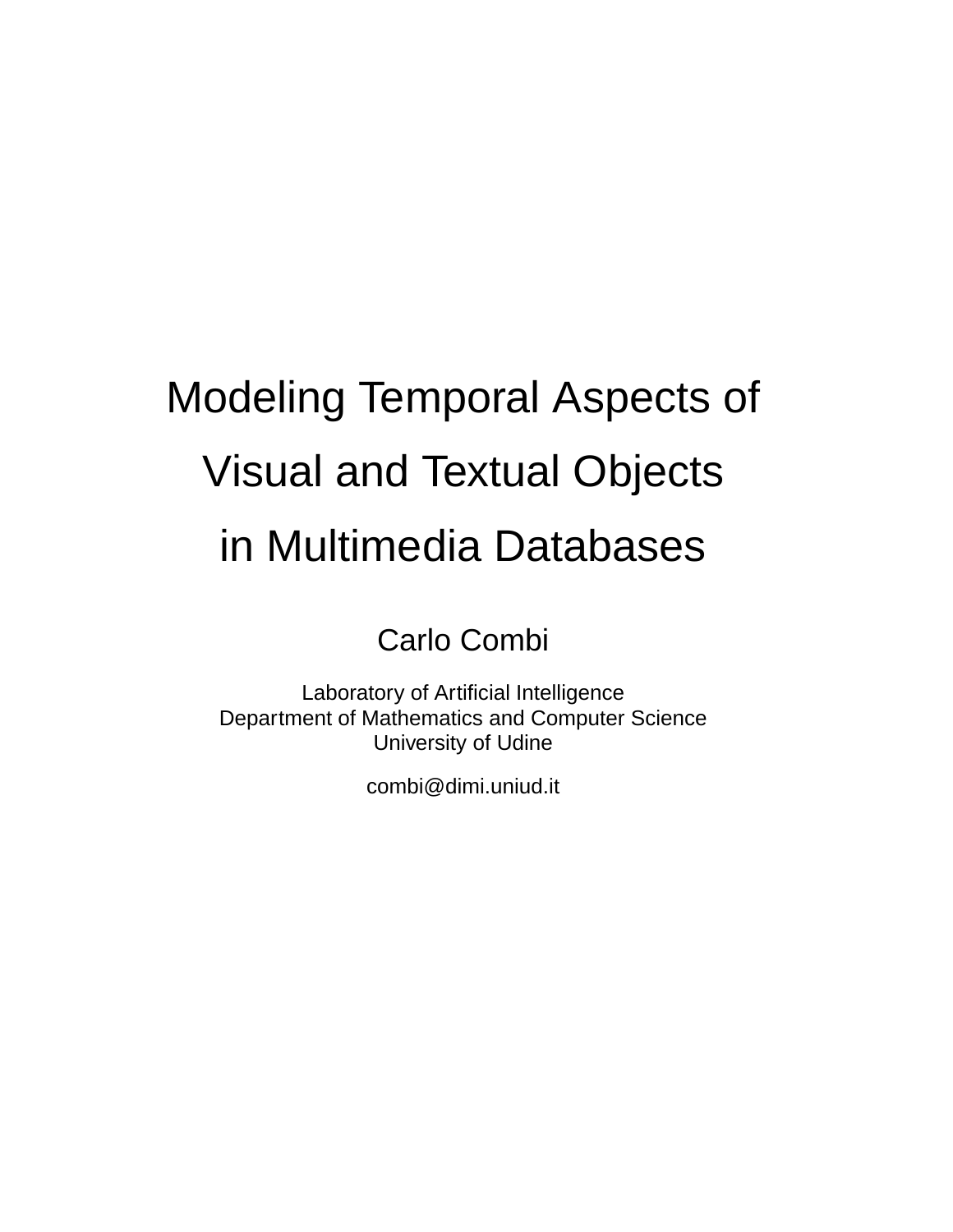# Modeling Temporal Aspects of Visual and Textual Objects in Multimedia Databases

Carlo Combi

Laboratory of Artificial Intelligence
Department of Mathematics and Computer Science
University of Udine

combi@dimi.uniud.it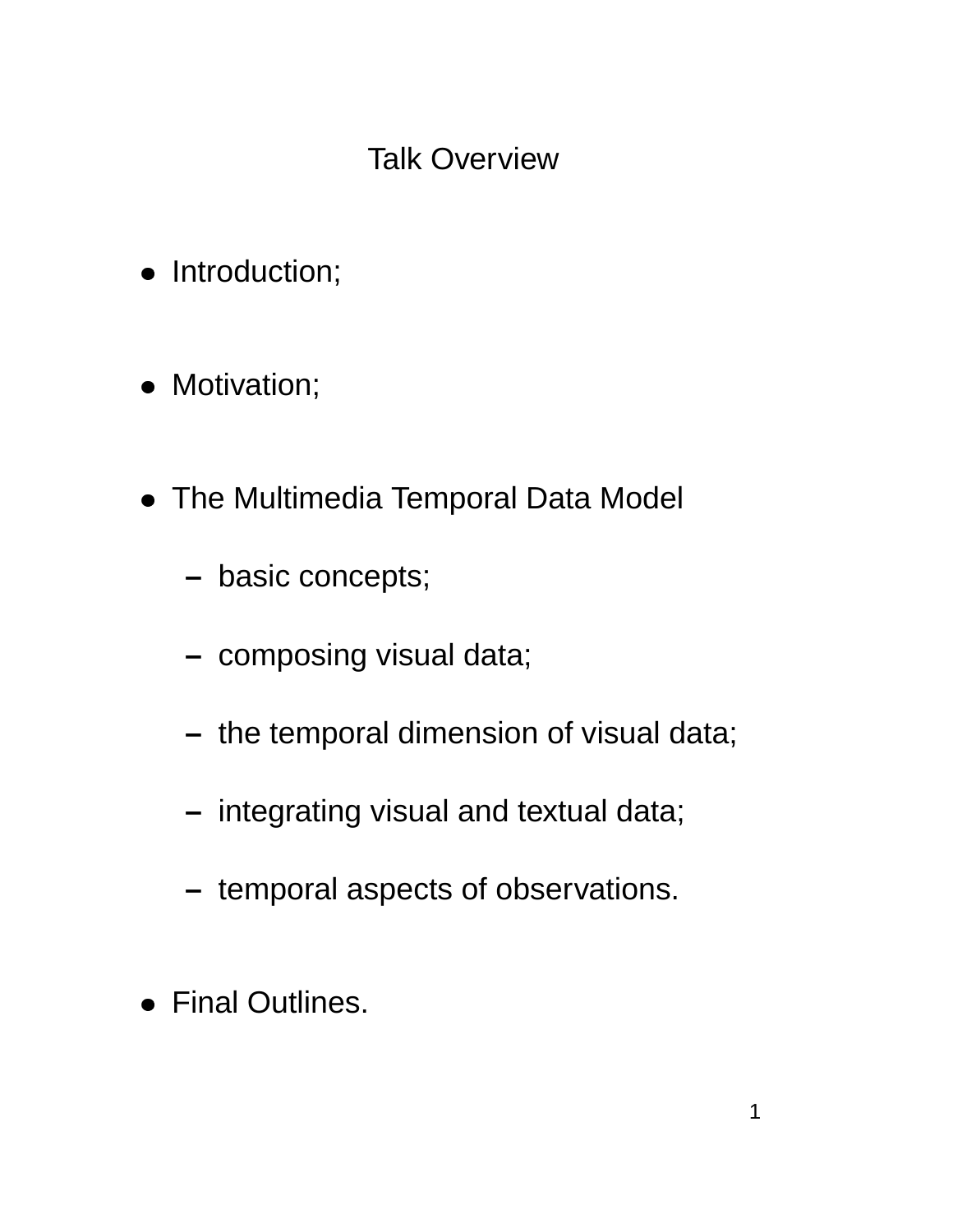# Talk Overview

- Introduction;
- Motivation;
- The Multimedia Temporal Data Model
  - basic concepts;
  - composing visual data;
  - the temporal dimension of visual data;
  - integrating visual and textual data;
  - temporal aspects of observations.
- Final Outlines.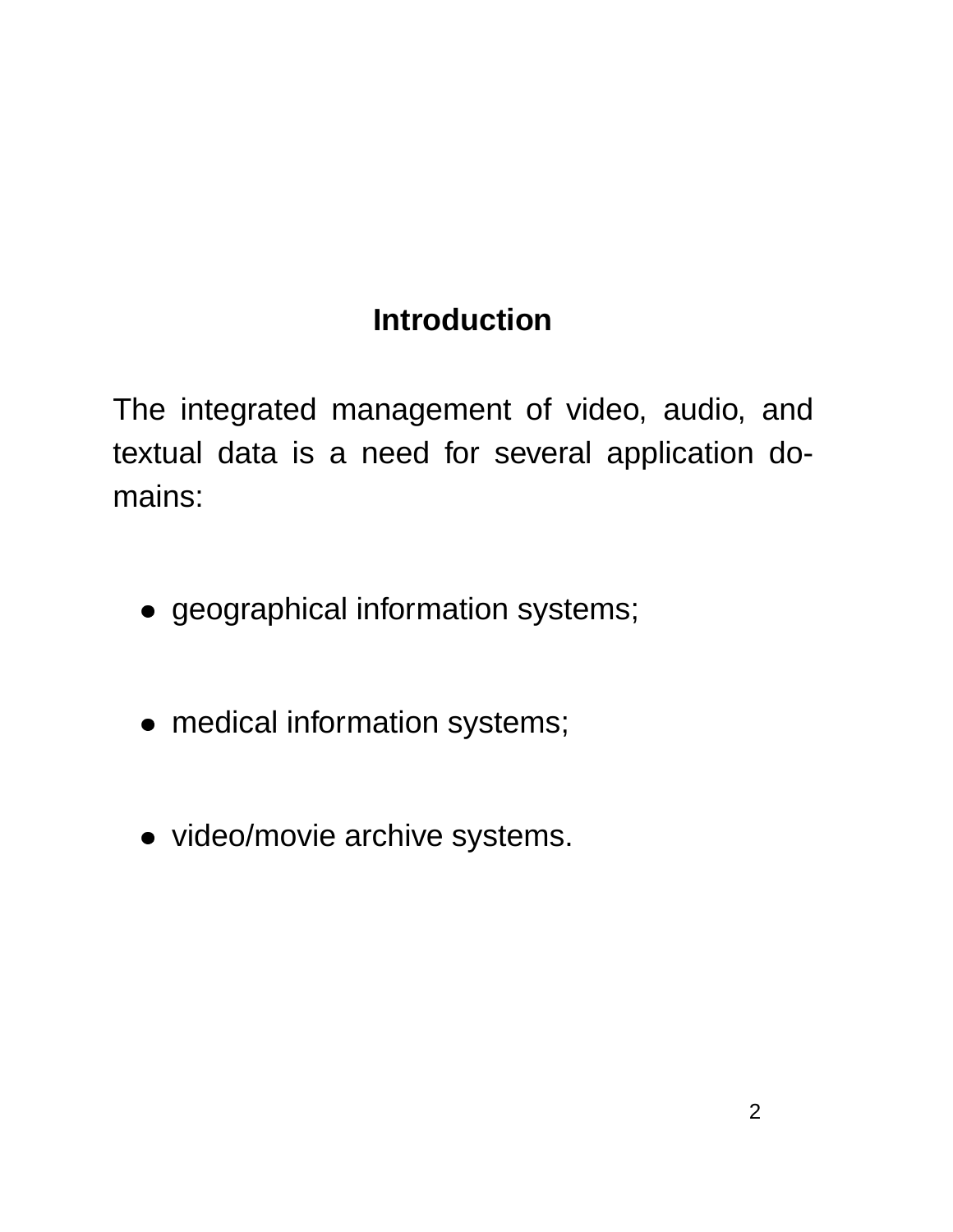# Introduction

The integrated management of video, audio, and textual data is a need for several application domains:

- geographical information systems;
- medical information systems;
- video/movie archive systems.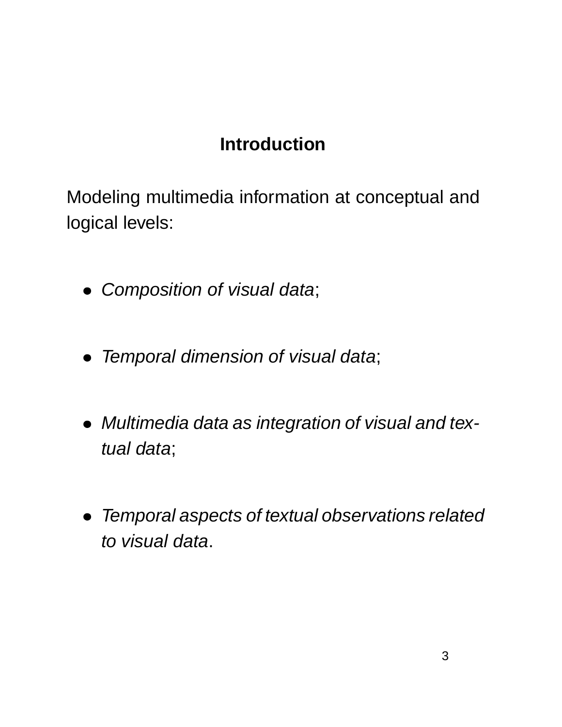# Introduction

Modeling multimedia information at conceptual and logical levels:

- *Composition of visual data*;
- *Temporal dimension of visual data*;
- *Multimedia data as integration of visual and textual data*;
- *Temporal aspects of textual observations related to visual data*.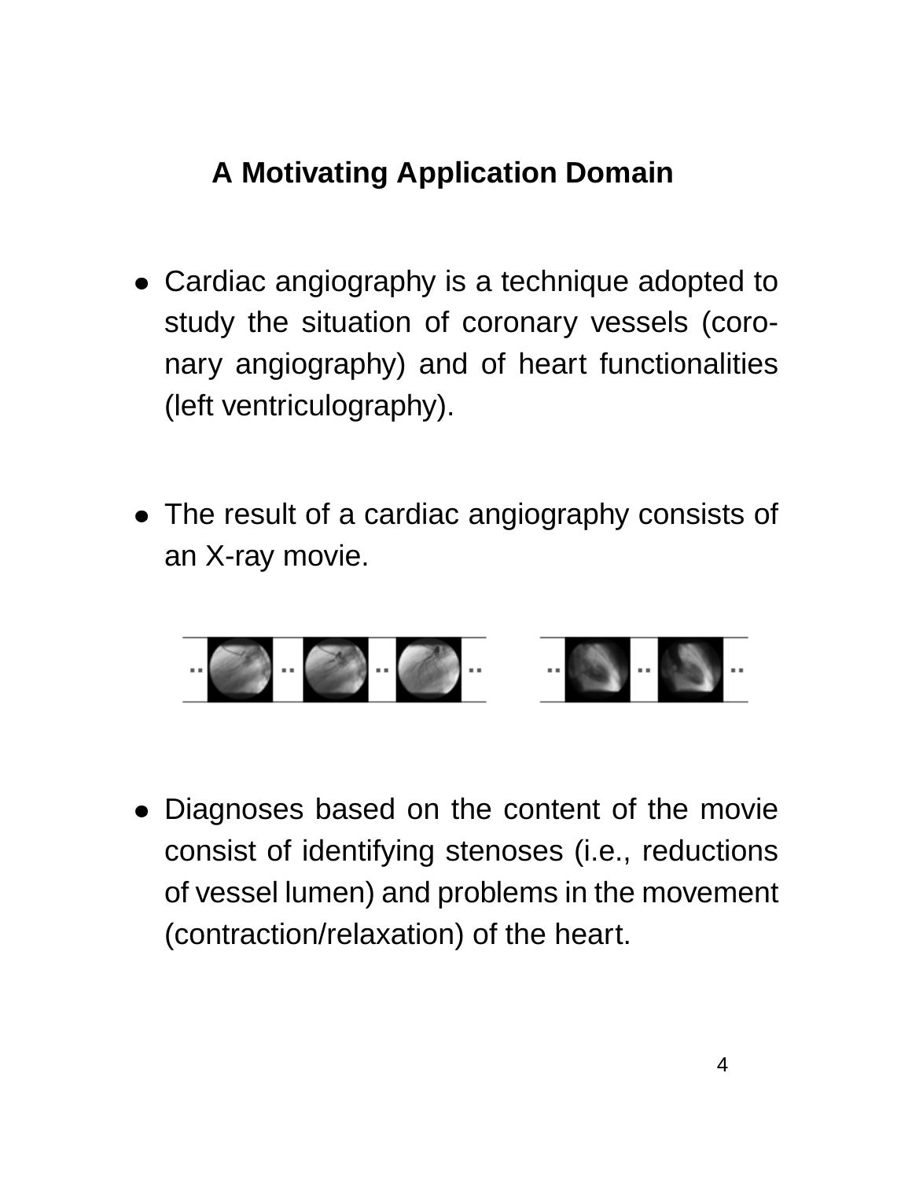## A Motivating Application Domain

- Cardiac angiography is a technique adopted to study the situation of coronary vessels (coronary angiography) and of heart functionalities (left ventriculography).

- The result of a cardiac angiography consists of an X-ray movie.

- Diagnoses based on the content of the movie consist of identifying stenoses (i.e., reductions of vessel lumen) and problems in the movement (contraction/relaxation) of the heart.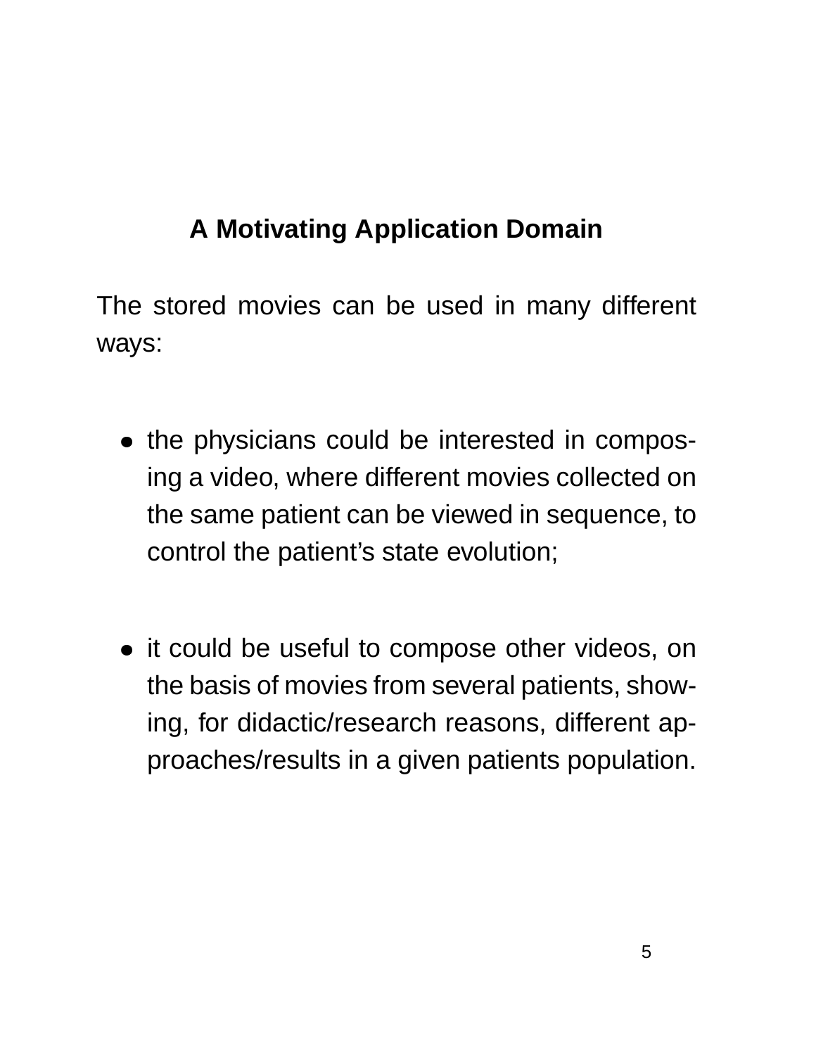# A Motivating Application Domain

The stored movies can be used in many different ways:

- the physicians could be interested in composing a video, where different movies collected on the same patient can be viewed in sequence, to control the patient's state evolution;

- it could be useful to compose other videos, on the basis of movies from several patients, showing, for didactic/research reasons, different approaches/results in a given patients population.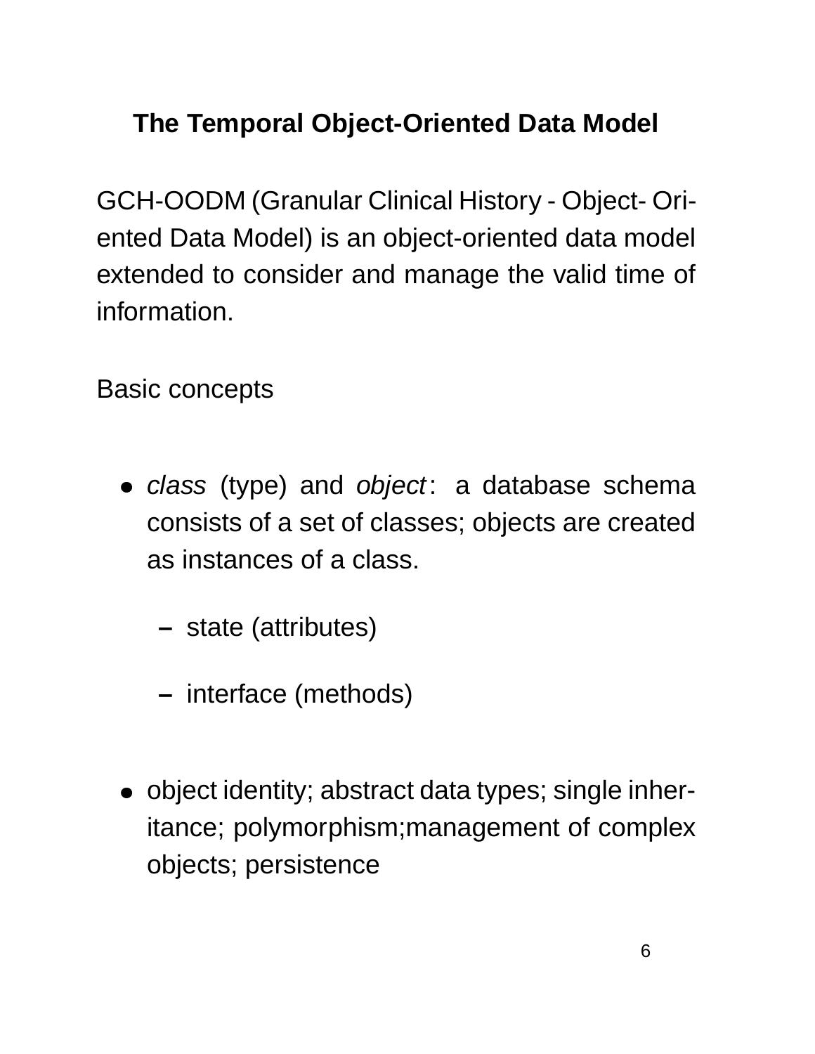## The Temporal Object-Oriented Data Model

GCH-OODM (Granular Clinical History - Object- Oriented Data Model) is an object-oriented data model extended to consider and manage the valid time of information.

Basic concepts

- *class* (type) and *object*: a database schema consists of a set of classes; objects are created as instances of a class.
  - state (attributes)
  - interface (methods)
- object identity; abstract data types; single inheritance; polymorphism;management of complex objects; persistence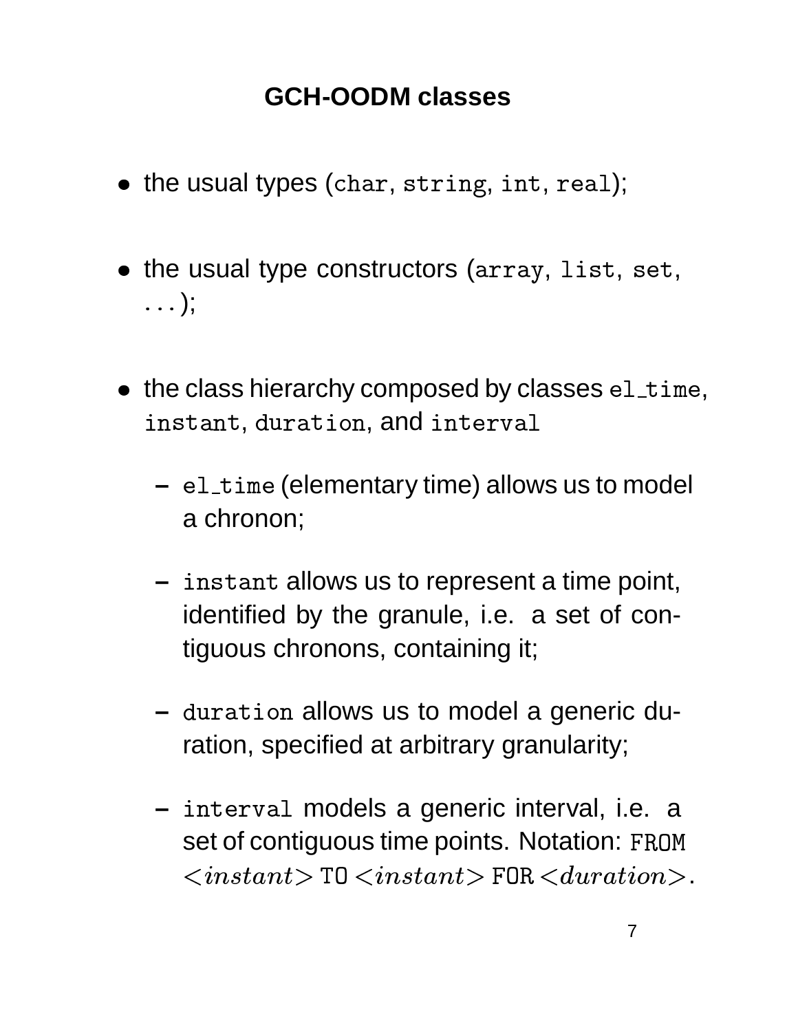# GCH-OODM classes

- the usual types (`char`, `string`, `int`, `real`);
- the usual type constructors (`array`, `list`, `set`, ...);
- the class hierarchy composed by classes `el_time`, `instant`, `duration`, and `interval`
  - `el_time` (elementary time) allows us to model a chronon;
  - `instant` allows us to represent a time point, identified by the granule, i.e. a set of contiguous chronons, containing it;
  - `duration` allows us to model a generic duration, specified at arbitrary granularity;
  - `interval` models a generic interval, i.e. a set of contiguous time points. Notation: `FROM` $<instant>$ `TO` $<instant>$ `FOR` $<duration>$.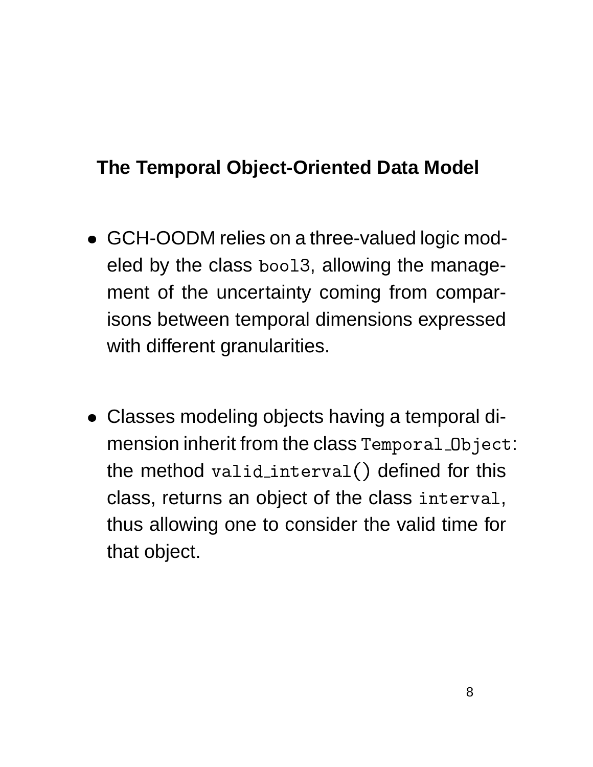## The Temporal Object-Oriented Data Model

- GCH-OODM relies on a three-valued logic modeled by the class `bool3`, allowing the management of the uncertainty coming from comparisons between temporal dimensions expressed with different granularities.

- Classes modeling objects having a temporal dimension inherit from the class `Temporal_Object`: the method `valid_interval()` defined for this class, returns an object of the class `interval`, thus allowing one to consider the valid time for that object.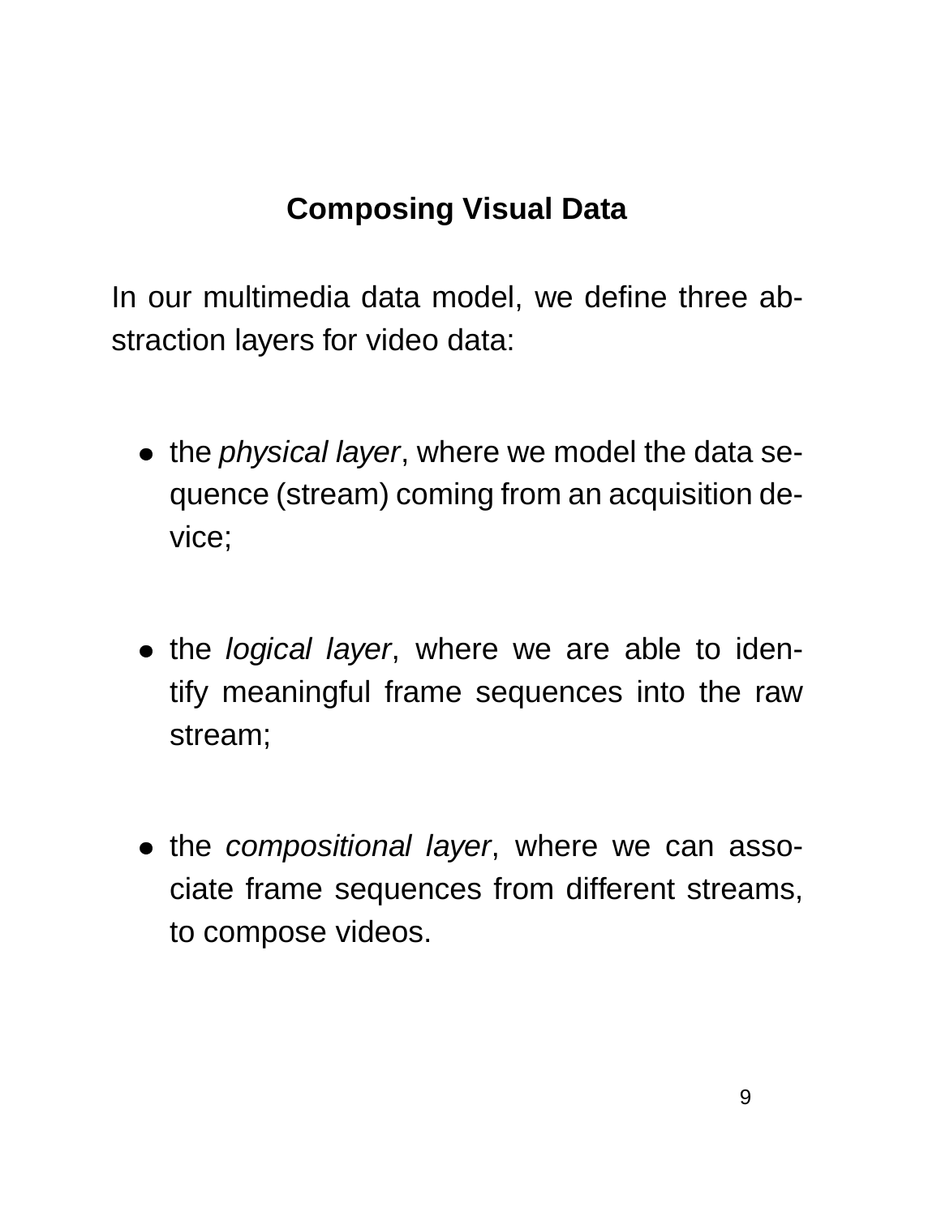## Composing Visual Data

In our multimedia data model, we define three abstraction layers for video data:

- the *physical layer*, where we model the data sequence (stream) coming from an acquisition device;
- the *logical layer*, where we are able to identify meaningful frame sequences into the raw stream;
- the *compositional layer*, where we can associate frame sequences from different streams, to compose videos.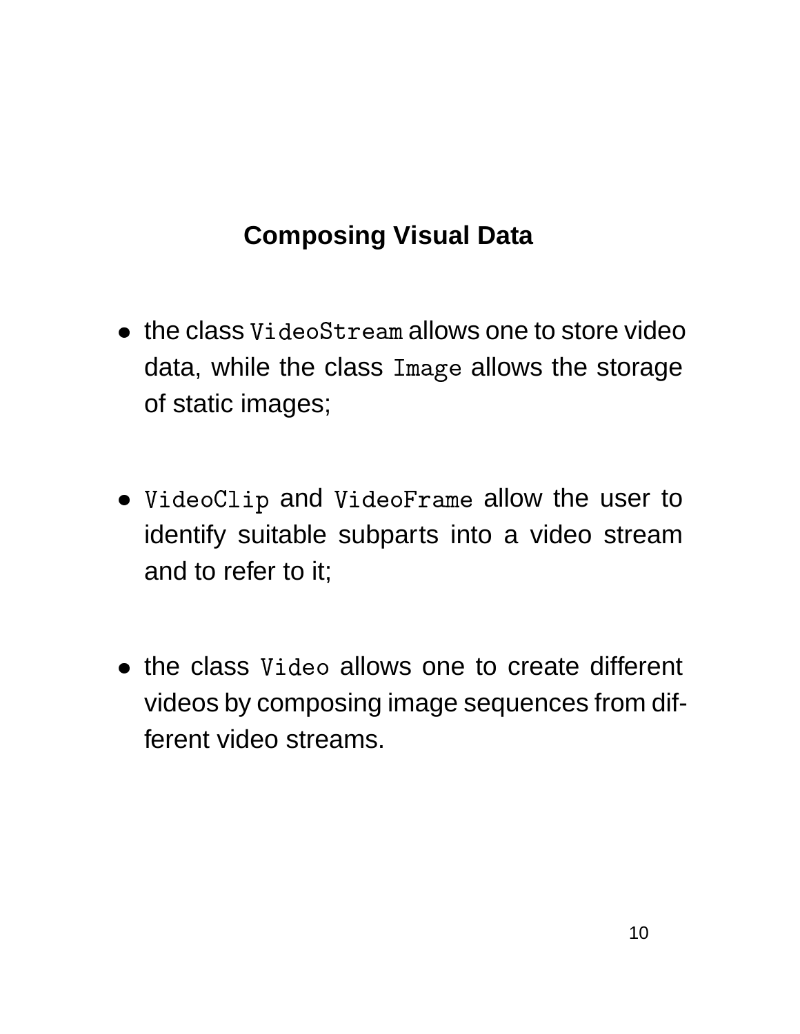## Composing Visual Data

- the class `VideoStream` allows one to store video data, while the class `Image` allows the storage of static images;

- `VideoClip` and `VideoFrame` allow the user to identify suitable subparts into a video stream and to refer to it;

- the class `Video` allows one to create different videos by composing image sequences from different video streams.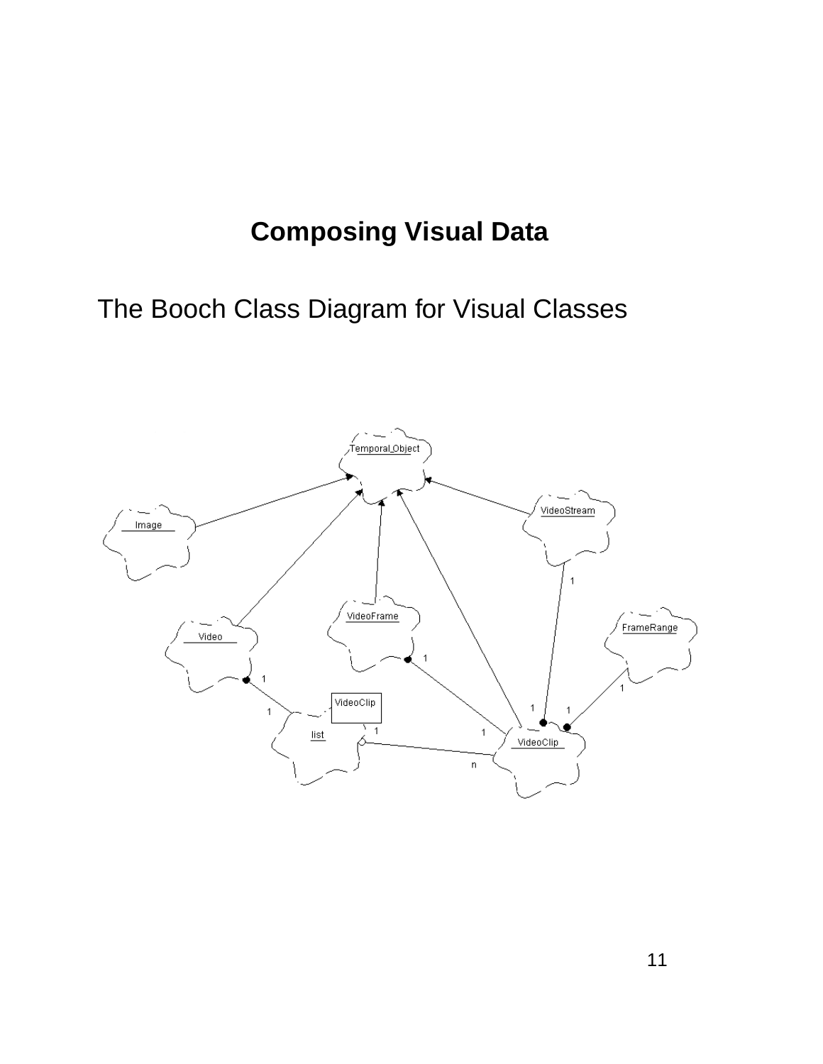# Composing Visual Data

The Booch Class Diagram for Visual Classes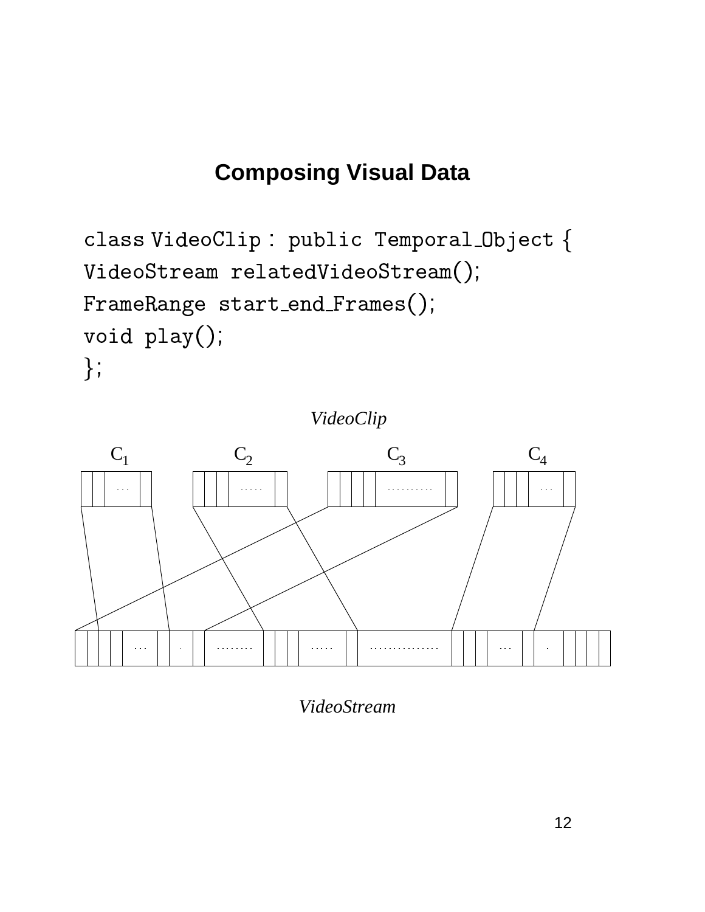# Composing Visual Data

```
class VideoClip : public Temporal_Object {
VideoStream relatedVideoStream();
FrameRange start_end_Frames();
void play();
};
```

*VideoClip*

$C_1$ $C_2$ $C_3$ $C_4$

*VideoStream*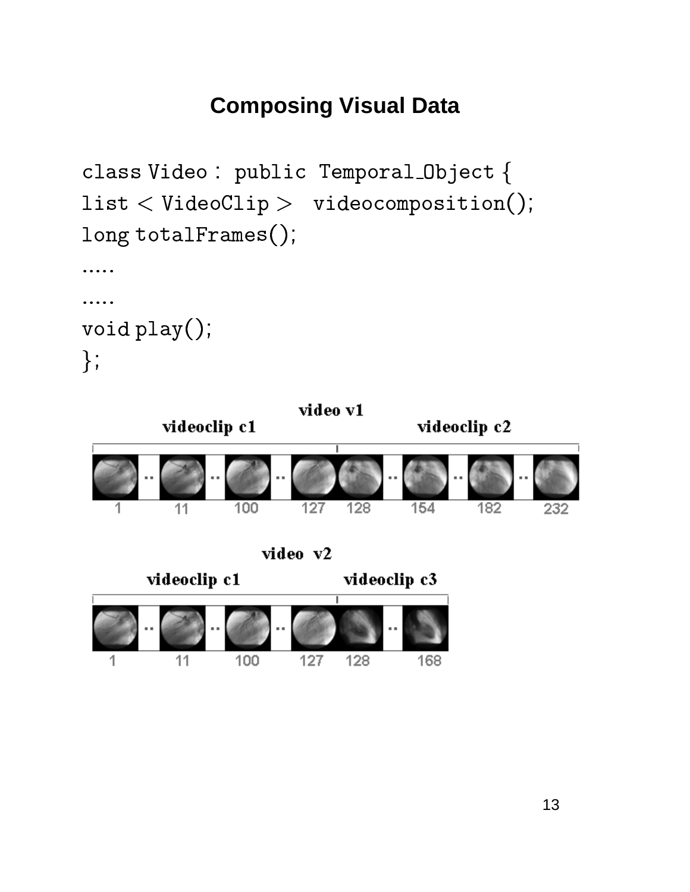# Composing Visual Data

```
class Video : public Temporal_Object {
list < VideoClip >  videocomposition();
long totalFrames();
.....
.....
void play();
};
```

video v1

videoclip c1 videoclip c2

1 11 100 127 128 154 182 232

video v2

videoclip c1 videoclip c3

1 11 100 127 128 168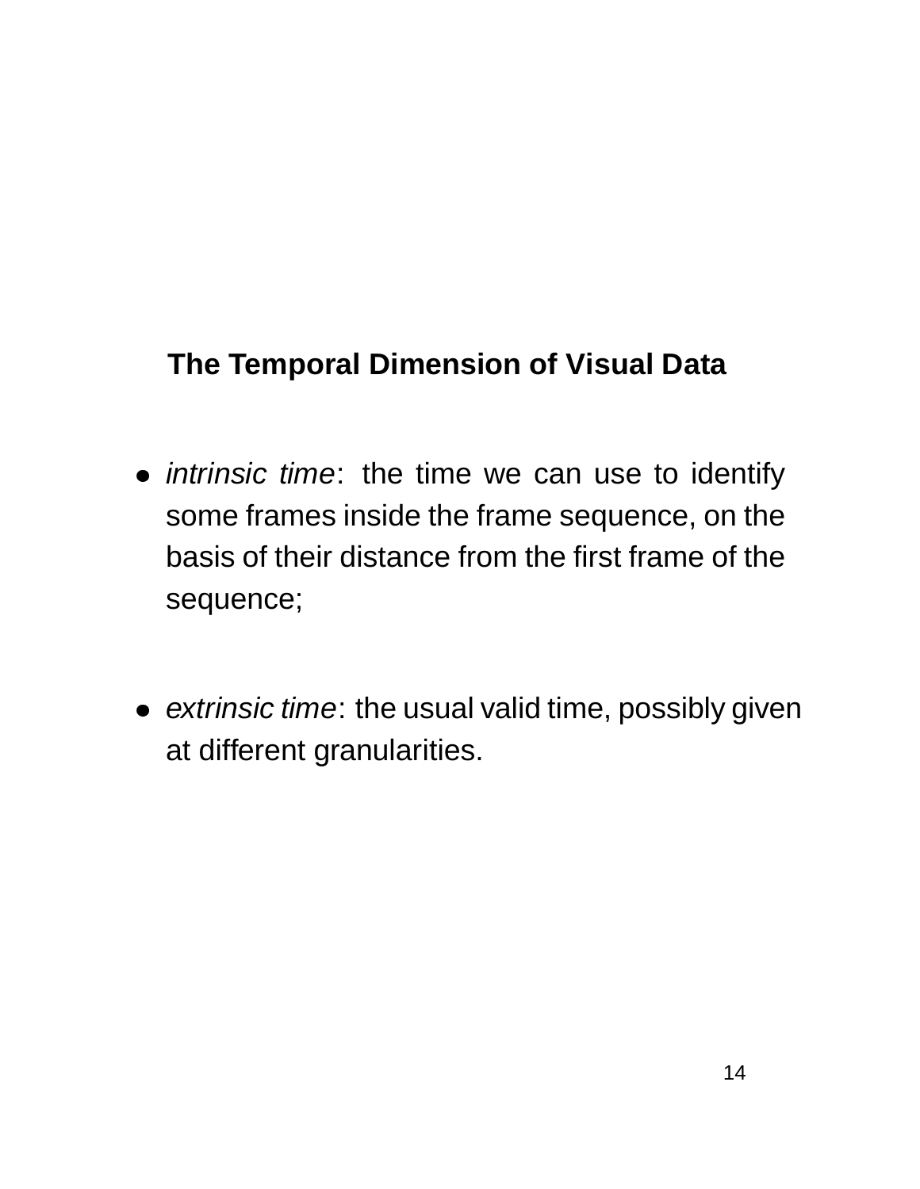## The Temporal Dimension of Visual Data

- *intrinsic time*: the time we can use to identify some frames inside the frame sequence, on the basis of their distance from the first frame of the sequence;

- *extrinsic time*: the usual valid time, possibly given at different granularities.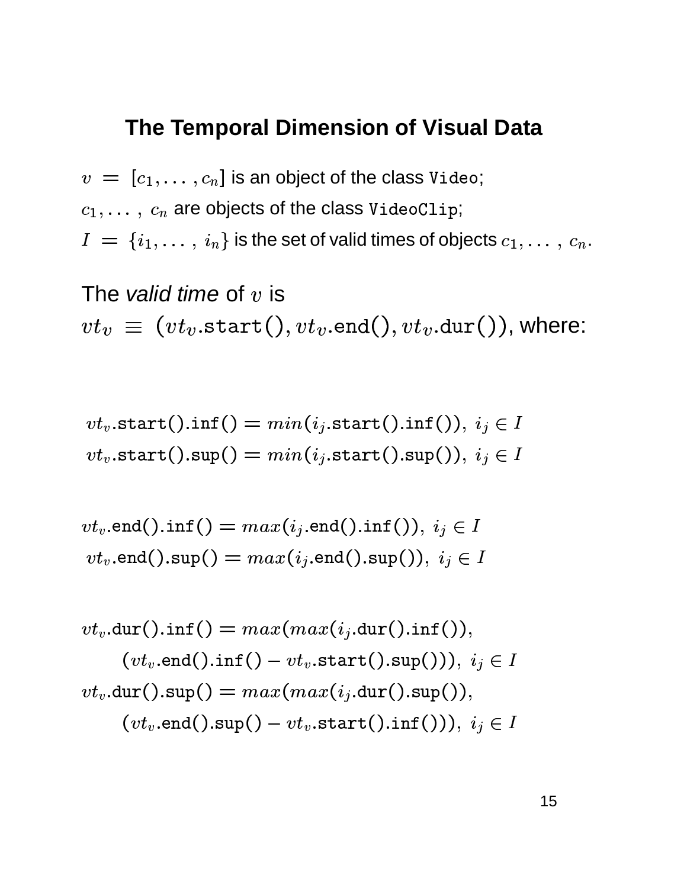# The Temporal Dimension of Visual Data

$v = [c_1, \ldots, c_n]$ is an object of the class `Video`;

$c_1, \ldots, c_n$ are objects of the class `VideoClip`;

$I = \{i_1, \ldots, i_n\}$ is the set of valid times of objects $c_1, \ldots, c_n$.

The *valid time* of $v$ is

$vt_v \equiv (vt_v.\texttt{start}(), vt_v.\texttt{end}(), vt_v.\texttt{dur}())$, where:

$$vt_v.\texttt{start}().\texttt{inf}() = min(i_j.\texttt{start}().\texttt{inf}()),\ i_j \in I$$
$$vt_v.\texttt{start}().\texttt{sup}() = min(i_j.\texttt{start}().\texttt{sup}()),\ i_j \in I$$

$$vt_v.\texttt{end}().\texttt{inf}() = max(i_j.\texttt{end}().\texttt{inf}()),\ i_j \in I$$
$$vt_v.\texttt{end}().\texttt{sup}() = max(i_j.\texttt{end}().\texttt{sup}()),\ i_j \in I$$

$$vt_v.\texttt{dur}().\texttt{inf}() = max(max(i_j.\texttt{dur}().\texttt{inf}()),$$
$$(vt_v.\texttt{end}().\texttt{inf}() - vt_v.\texttt{start}().\texttt{sup}())),\ i_j \in I$$
$$vt_v.\texttt{dur}().\texttt{sup}() = max(max(i_j.\texttt{dur}().\texttt{sup}()),$$
$$(vt_v.\texttt{end}().\texttt{sup}() - vt_v.\texttt{start}().\texttt{inf}())),\ i_j \in I$$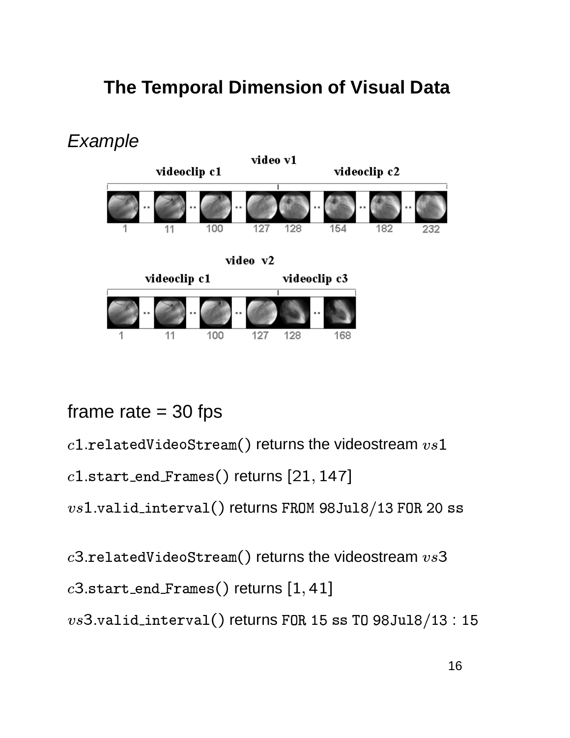# The Temporal Dimension of Visual Data

*Example*

video v1

videoclip c1 videoclip c2

1 11 100 127 128 154 182 232

video v2

videoclip c1 videoclip c3

1 11 100 127 128 168

frame rate = 30 fps

$c1$.relatedVideoStream() returns the videostream $vs1$

$c1$.start_end_Frames() returns $[21, 147]$

$vs1$.valid_interval() returns FROM 98Jul8/13 FOR 20 ss

$c3$.relatedVideoStream() returns the videostream $vs3$

$c3$.start_end_Frames() returns $[1, 41]$

$vs3$.valid_interval() returns FOR 15 ss TO 98Jul8/13 : 15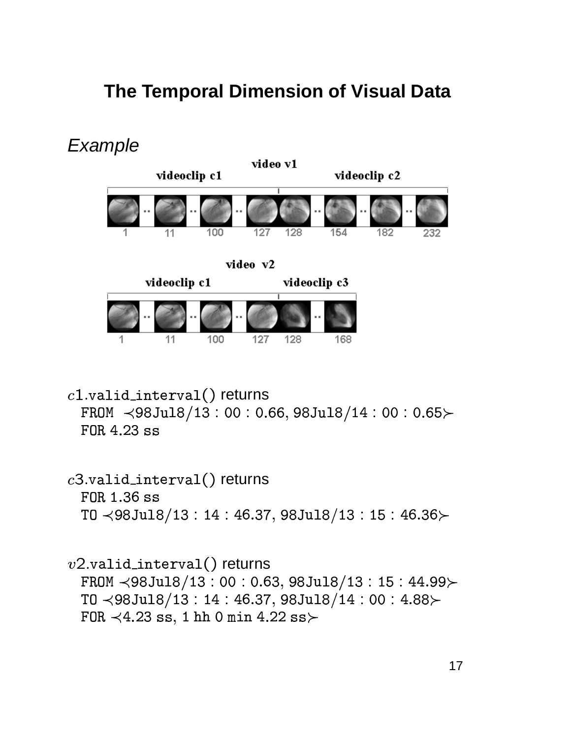# The Temporal Dimension of Visual Data

*Example*

video v1

videoclip c1 videoclip c2

1 11 100 127 128 154 182 232

video v2

videoclip c1 videoclip c3

1 11 100 127 128 168

$c1$.valid_interval() returns
  FROM ≺98Jul8/13 : 00 : 0.66, 98Jul8/14 : 00 : 0.65≻
  FOR 4.23 ss

$c3$.valid_interval() returns
  FOR 1.36 ss
  TO ≺98Jul8/13 : 14 : 46.37, 98Jul8/13 : 15 : 46.36≻

$v2$.valid_interval() returns
  FROM ≺98Jul8/13 : 00 : 0.63, 98Jul8/13 : 15 : 44.99≻
  TO ≺98Jul8/13 : 14 : 46.37, 98Jul8/14 : 00 : 4.88≻
  FOR ≺4.23 ss, 1 hh 0 min 4.22 ss≻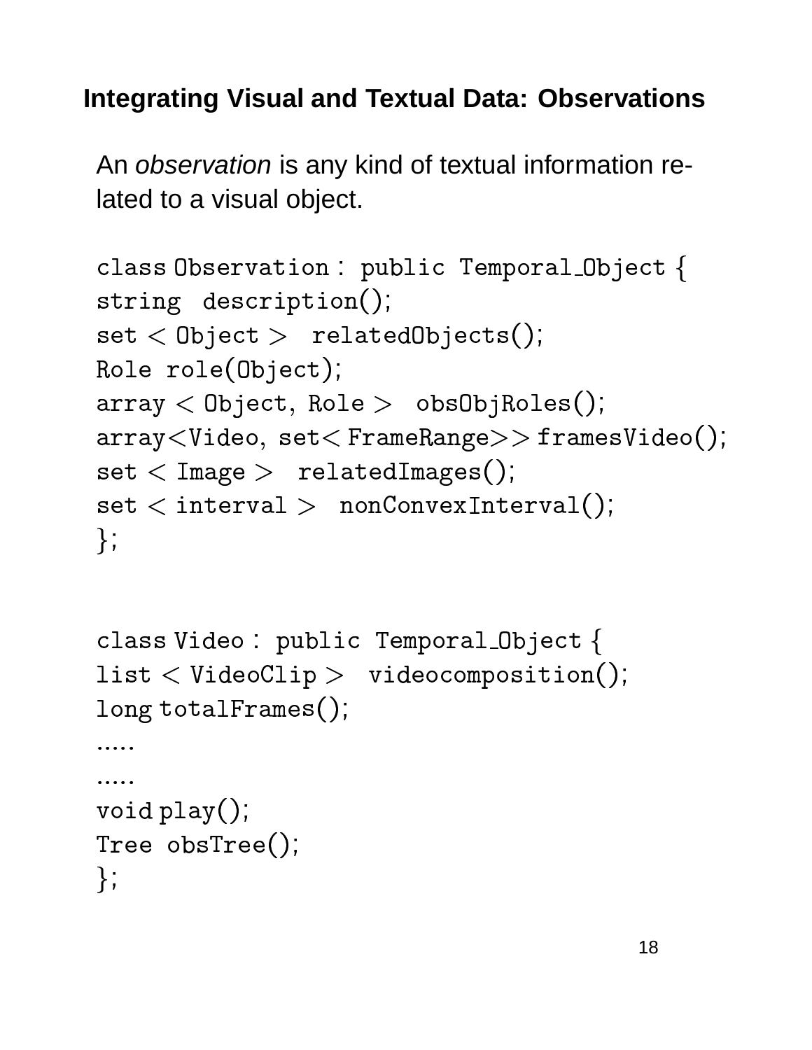## Integrating Visual and Textual Data: Observations

An *observation* is any kind of textual information related to a visual object.

```
class Observation : public Temporal_Object {
string  description();
set < Object >  relatedObjects();
Role role(Object);
array < Object, Role >  obsObjRoles();
array<Video, set< FrameRange>> framesVideo();
set < Image >  relatedImages();
set < interval >  nonConvexInterval();
};
```

```
class Video : public Temporal_Object {
list < VideoClip >  videocomposition();
long totalFrames();
.....
.....
void play();
Tree obsTree();
};
```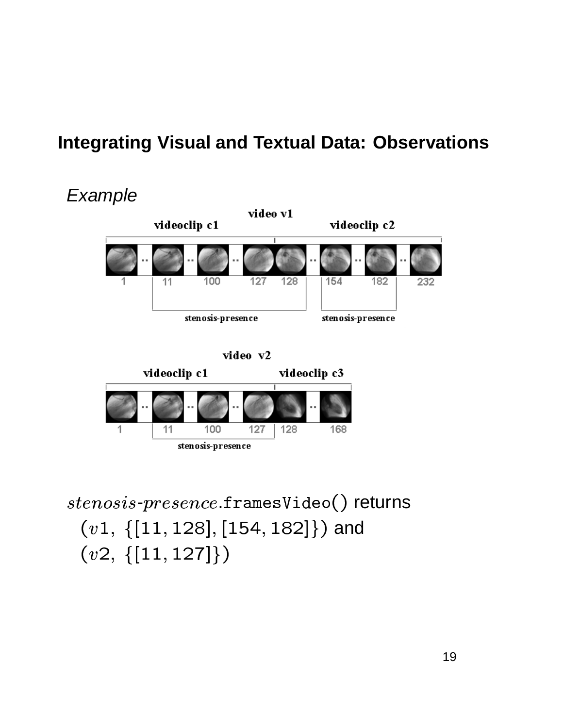## Integrating Visual and Textual Data: Observations

*Example*

video v1

videoclip c1 videoclip c2

1 11 100 127 128 154 182 232

stenosis-presence stenosis-presence

video v2

videoclip c1 videoclip c3

1 11 100 127 128 168

stenosis-presence

$stenosis\text{-}presence$.framesVideo() returns
$(v1,\ \{[11, 128], [154, 182]\})$ and
$(v2,\ \{[11, 127]\})$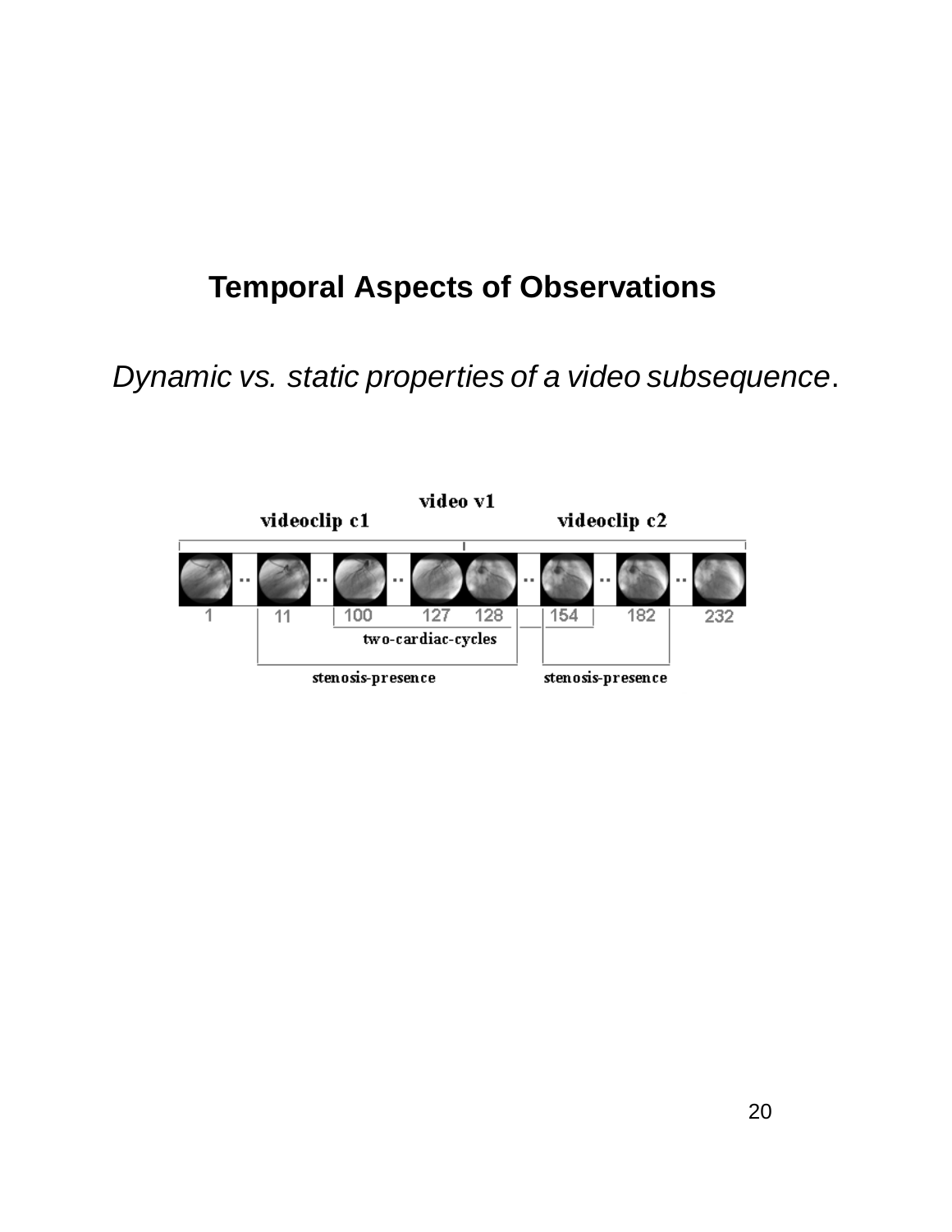## Temporal Aspects of Observations

*Dynamic vs. static properties of a video subsequence*.

video v1

videoclip c1 videoclip c2

1 11 100 127 128 154 182 232

two-cardiac-cycles

stenosis-presence stenosis-presence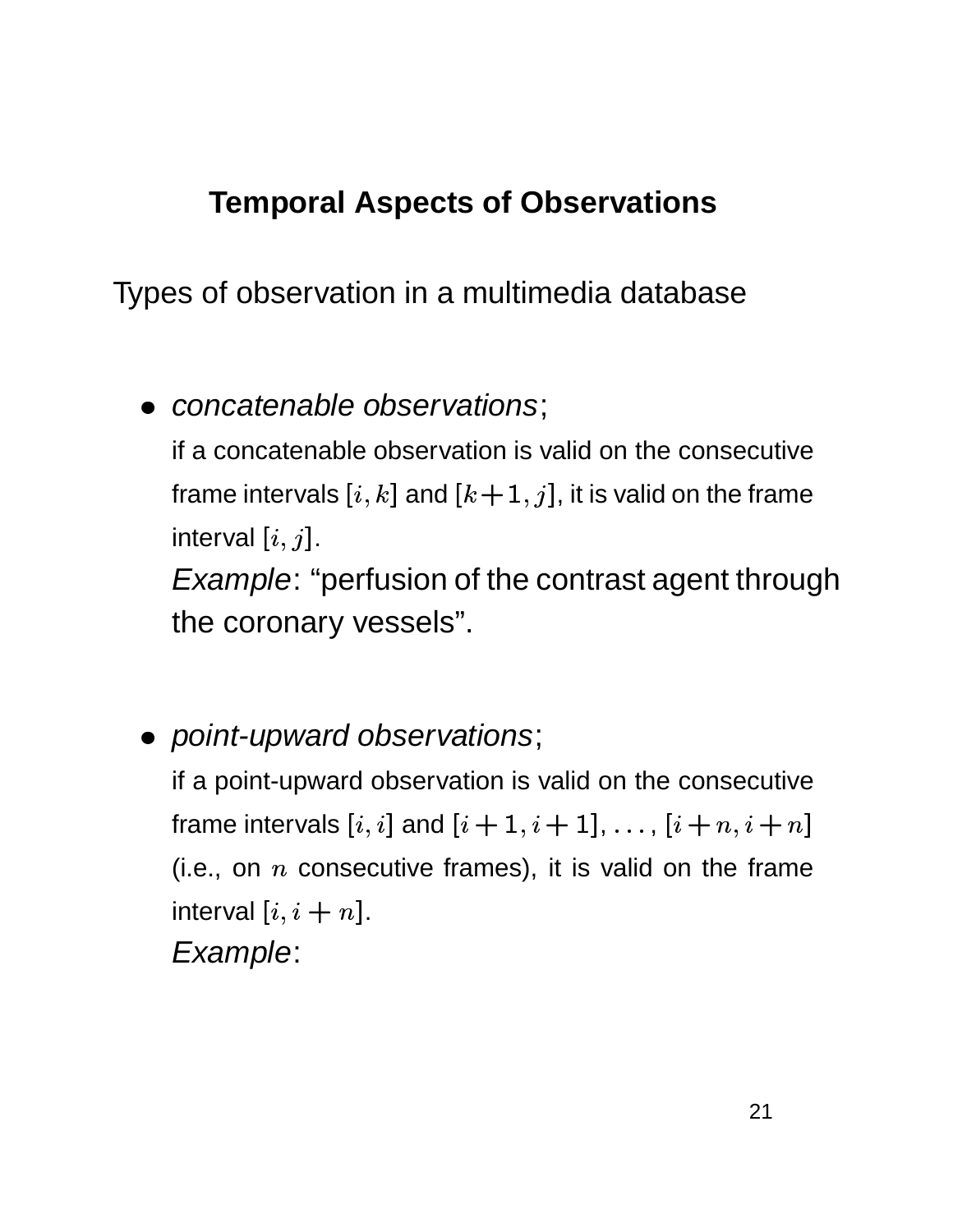## Temporal Aspects of Observations

Types of observation in a multimedia database

- *concatenable observations*;

  if a concatenable observation is valid on the consecutive frame intervals $[i, k]$ and $[k+1, j]$, it is valid on the frame interval $[i, j]$.

  *Example*: “perfusion of the contrast agent through the coronary vessels”.

- *point-upward observations*;

  if a point-upward observation is valid on the consecutive frame intervals $[i, i]$ and $[i+1, i+1]$, $\ldots$, $[i+n, i+n]$ (i.e., on $n$ consecutive frames), it is valid on the frame interval $[i, i+n]$.

  *Example*: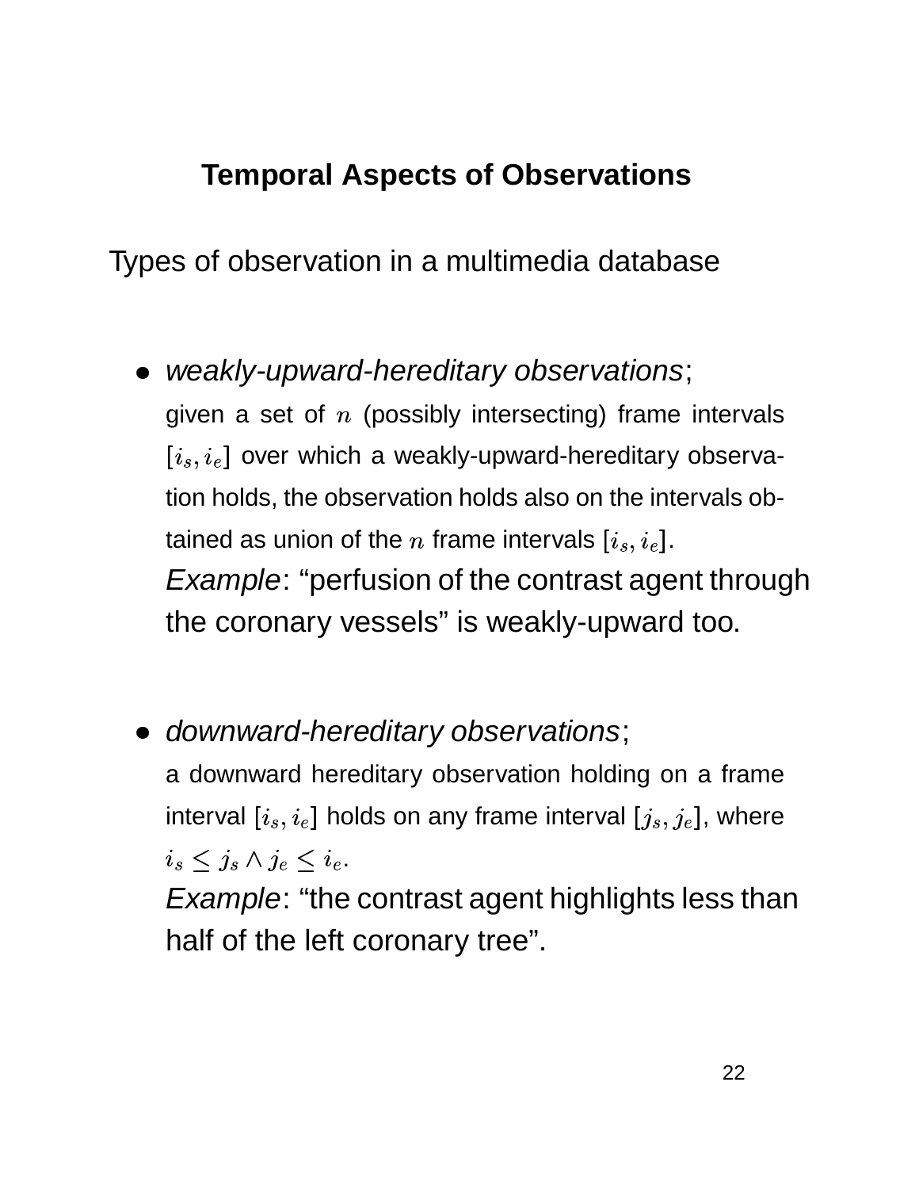## Temporal Aspects of Observations

Types of observation in a multimedia database

- *weakly-upward-hereditary observations*;
  given a set of $n$ (possibly intersecting) frame intervals $[i_s, i_e]$ over which a weakly-upward-hereditary observation holds, the observation holds also on the intervals obtained as union of the $n$ frame intervals $[i_s, i_e]$.
  *Example*: "perfusion of the contrast agent through the coronary vessels" is weakly-upward too.

- *downward-hereditary observations*;
  a downward hereditary observation holding on a frame interval $[i_s, i_e]$ holds on any frame interval $[j_s, j_e]$, where $i_s \leq j_s \wedge j_e \leq i_e$.
  *Example*: "the contrast agent highlights less than half of the left coronary tree".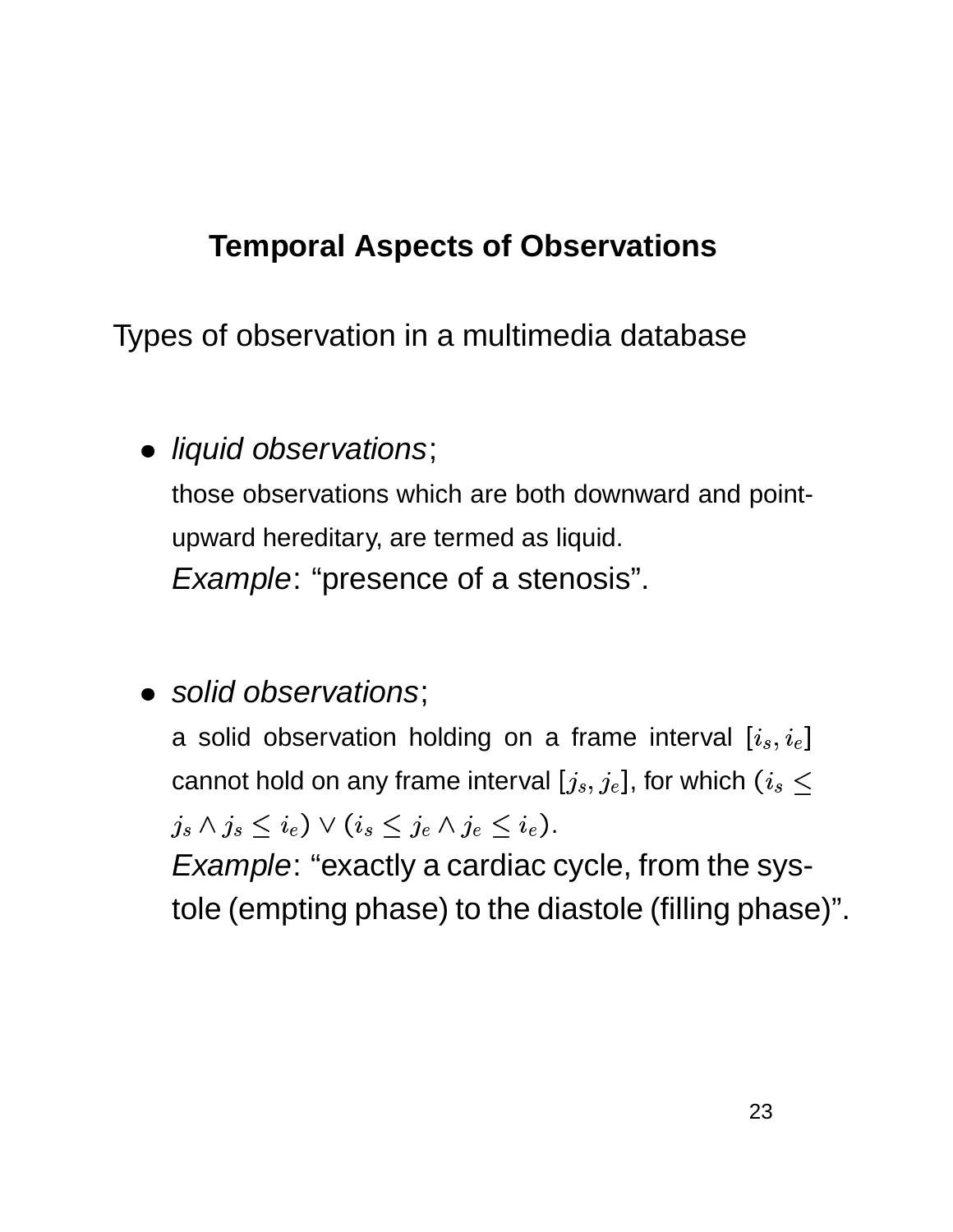## Temporal Aspects of Observations

Types of observation in a multimedia database

- *liquid observations*;

  those observations which are both downward and point-upward hereditary, are termed as liquid.

  *Example*: “presence of a stenosis”.

- *solid observations*;

  a solid observation holding on a frame interval $[i_s, i_e]$ cannot hold on any frame interval $[j_s, j_e]$, for which $(i_s \leq j_s \wedge j_s \leq i_e) \vee (i_s \leq j_e \wedge j_e \leq i_e)$.

  *Example*: “exactly a cardiac cycle, from the systole (empting phase) to the diastole (filling phase)”.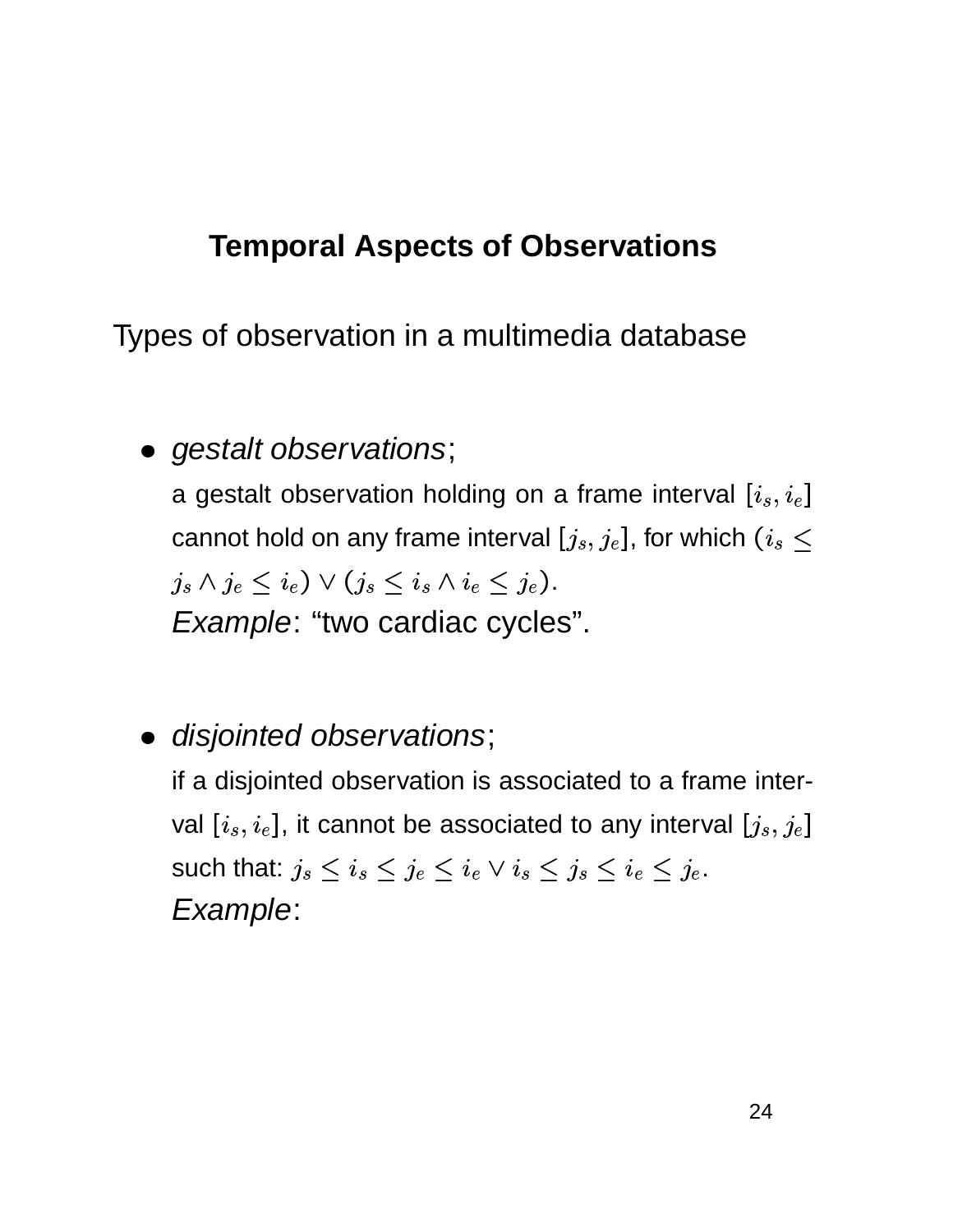## Temporal Aspects of Observations

Types of observation in a multimedia database

- *gestalt observations*;
  a gestalt observation holding on a frame interval $[i_s, i_e]$ cannot hold on any frame interval $[j_s, j_e]$, for which $(i_s \leq j_s \wedge j_e \leq i_e) \vee (j_s \leq i_s \wedge i_e \leq j_e)$.
  *Example*: "two cardiac cycles".

- *disjointed observations*;
  if a disjointed observation is associated to a frame interval $[i_s, i_e]$, it cannot be associated to any interval $[j_s, j_e]$ such that: $j_s \leq i_s \leq j_e \leq i_e \vee i_s \leq j_s \leq i_e \leq j_e$.
  *Example*: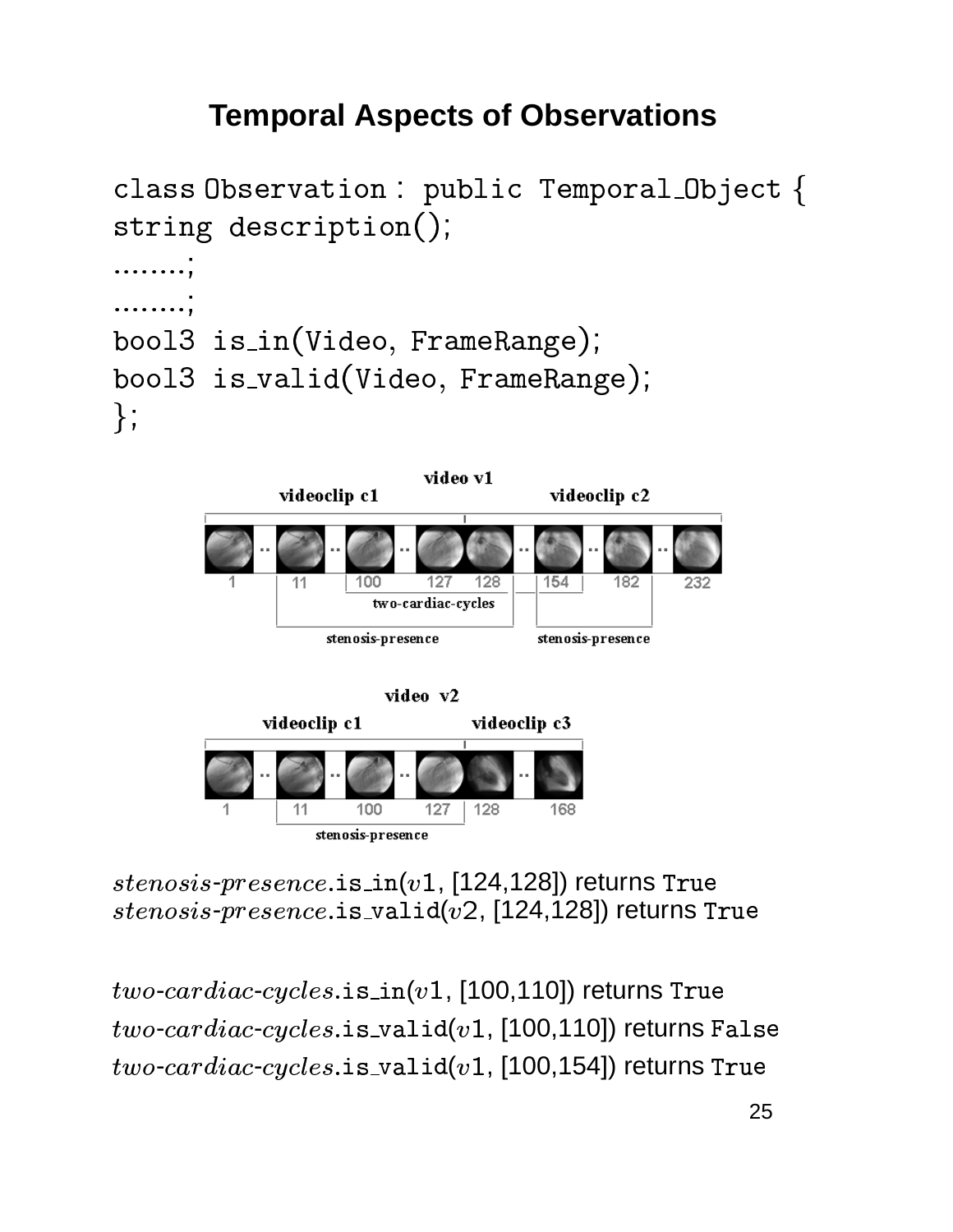# Temporal Aspects of Observations

```
class Observation : public Temporal_Object {
string description();
........;
........;
bool3 is_in(Video, FrameRange);
bool3 is_valid(Video, FrameRange);
};
```

*stenosis-presence*.is_in($v1$, [124,128]) returns True
*stenosis-presence*.is_valid($v2$, [124,128]) returns True

*two-cardiac-cycles*.is_in($v1$, [100,110]) returns True
*two-cardiac-cycles*.is_valid($v1$, [100,110]) returns False
*two-cardiac-cycles*.is_valid($v1$, [100,154]) returns True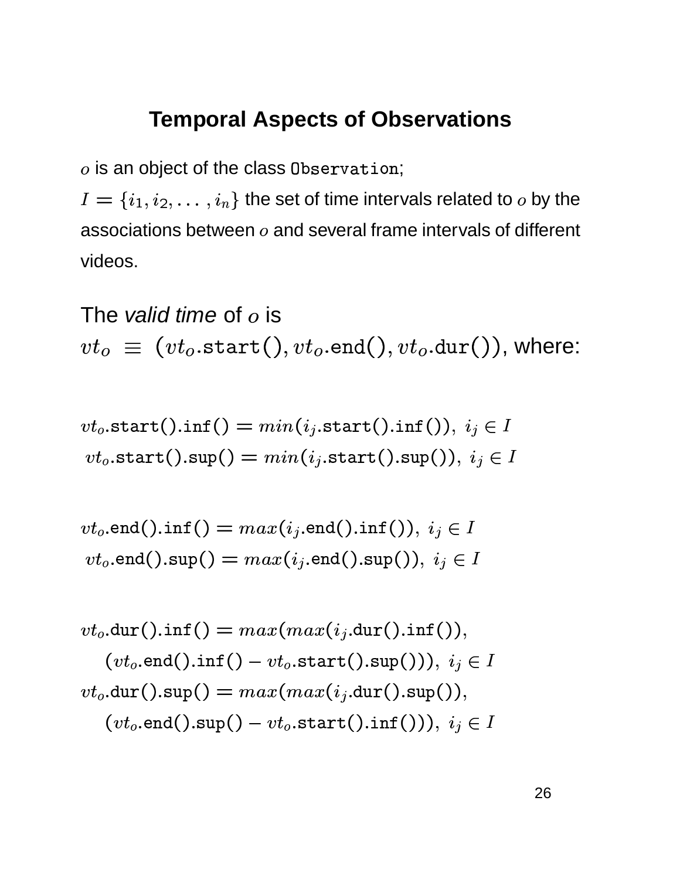## Temporal Aspects of Observations

$o$ is an object of the class `Observation`;

$I = \{i_1, i_2, \ldots, i_n\}$ the set of time intervals related to $o$ by the associations between $o$ and several frame intervals of different videos.

The *valid time* of $o$ is

$vt_o \equiv (vt_o.\mathtt{start}(), vt_o.\mathtt{end}(), vt_o.\mathtt{dur}())$, where:

$$vt_o.\mathtt{start}().\mathtt{inf}() = min(i_j.\mathtt{start}().\mathtt{inf}()),\ i_j \in I$$

$$vt_o.\mathtt{start}().\mathtt{sup}() = min(i_j.\mathtt{start}().\mathtt{sup}()),\ i_j \in I$$

$$vt_o.\mathtt{end}().\mathtt{inf}() = max(i_j.\mathtt{end}().\mathtt{inf}()),\ i_j \in I$$

$$vt_o.\mathtt{end}().\mathtt{sup}() = max(i_j.\mathtt{end}().\mathtt{sup}()),\ i_j \in I$$

$$vt_o.\mathtt{dur}().\mathtt{inf}() = max(max(i_j.\mathtt{dur}().\mathtt{inf}()), (vt_o.\mathtt{end}().\mathtt{inf}() - vt_o.\mathtt{start}().\mathtt{sup}())),\ i_j \in I$$

$$vt_o.\mathtt{dur}().\mathtt{sup}() = max(max(i_j.\mathtt{dur}().\mathtt{sup}()), (vt_o.\mathtt{end}().\mathtt{sup}() - vt_o.\mathtt{start}().\mathtt{inf}())),\ i_j \in I$$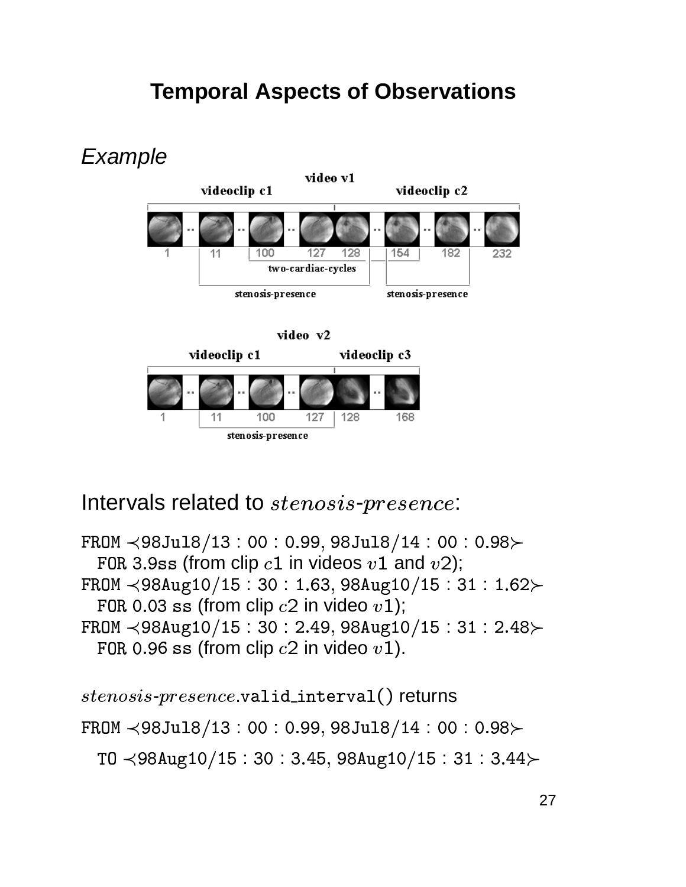# Temporal Aspects of Observations

*Example*

Intervals related to $stenosis\text{-}presence$:

FROM ≺98Jul8/13 : 00 : 0.99, 98Jul8/14 : 00 : 0.98≻
FOR 3.9ss (from clip $c1$ in videos $v1$ and $v2$);
FROM ≺98Aug10/15 : 30 : 1.63, 98Aug10/15 : 31 : 1.62≻
FOR 0.03 ss (from clip $c2$ in video $v1$);
FROM ≺98Aug10/15 : 30 : 2.49, 98Aug10/15 : 31 : 2.48≻
FOR 0.96 ss (from clip $c2$ in video $v1$).

$stenosis\text{-}presence$.valid_interval() returns

FROM ≺98Jul8/13 : 00 : 0.99, 98Jul8/14 : 00 : 0.98≻

TO ≺98Aug10/15 : 30 : 3.45, 98Aug10/15 : 31 : 3.44≻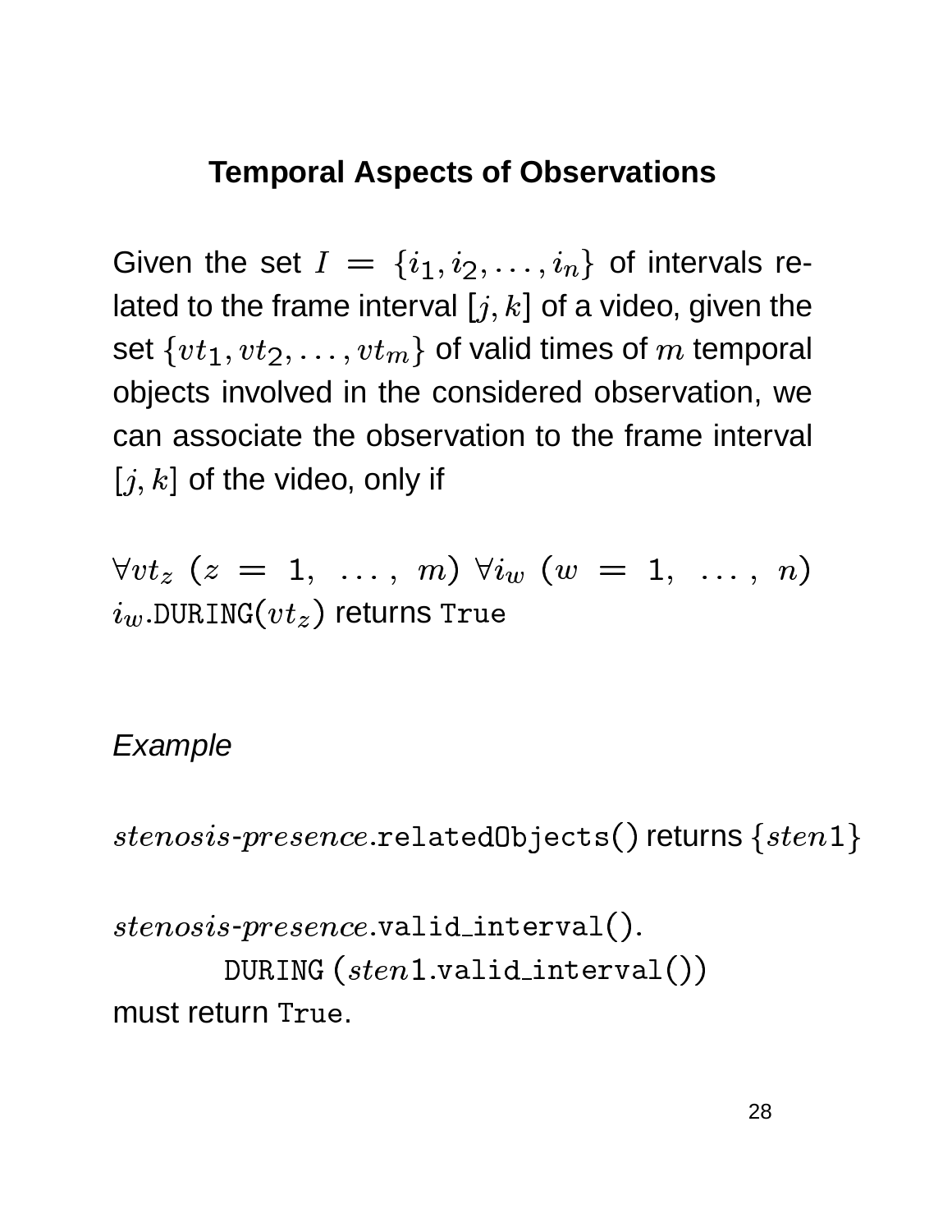## Temporal Aspects of Observations

Given the set $I = \{i_1, i_2, \ldots, i_n\}$ of intervals related to the frame interval $[j, k]$ of a video, given the set $\{vt_1, vt_2, \ldots, vt_m\}$ of valid times of $m$ temporal objects involved in the considered observation, we can associate the observation to the frame interval $[j, k]$ of the video, only if

$\forall vt_z \ (z = 1, \ \ldots, \ m) \ \forall i_w \ (w = 1, \ \ldots, \ n)$ $i_w.\mathtt{DURING}(vt_z)$ returns `True`

*Example*

$stenosis\text{-}presence.\mathtt{relatedObjects}()$ returns $\{sten1\}$

$stenosis\text{-}presence.\mathtt{valid\_interval}().$
$\quad\quad \mathtt{DURING}\ (sten1.\mathtt{valid\_interval}())$
must return `True`.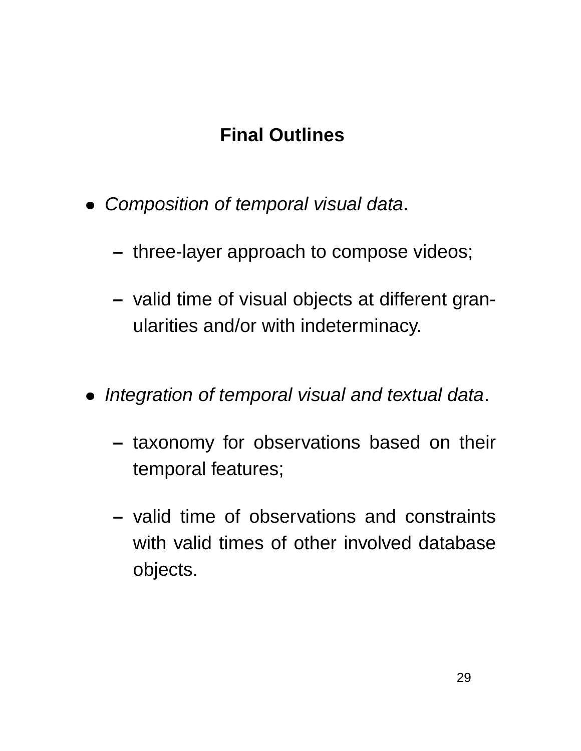## Final Outlines

- *Composition of temporal visual data*.
  - three-layer approach to compose videos;
  - valid time of visual objects at different granularities and/or with indeterminacy.
- *Integration of temporal visual and textual data*.
  - taxonomy for observations based on their temporal features;
  - valid time of observations and constraints with valid times of other involved database objects.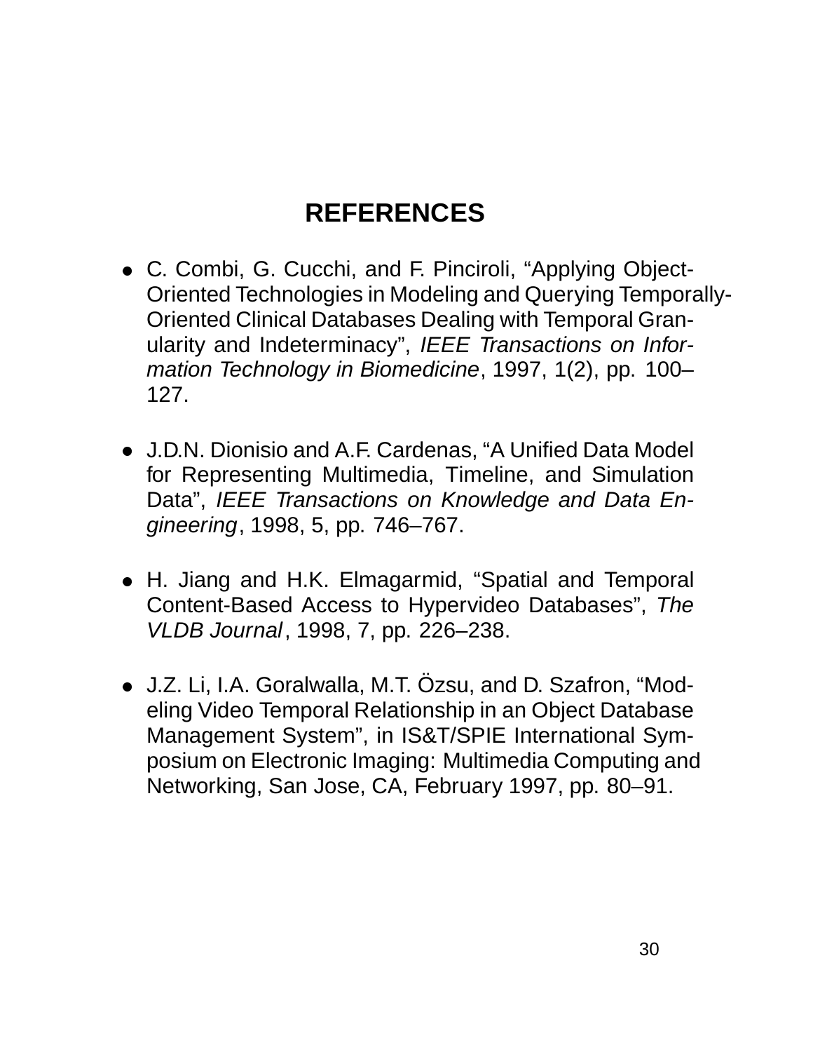# REFERENCES

- C. Combi, G. Cucchi, and F. Pinciroli, "Applying Object-Oriented Technologies in Modeling and Querying Temporally-Oriented Clinical Databases Dealing with Temporal Granularity and Indeterminacy", *IEEE Transactions on Information Technology in Biomedicine*, 1997, 1(2), pp. 100–127.

- J.D.N. Dionisio and A.F. Cardenas, "A Unified Data Model for Representing Multimedia, Timeline, and Simulation Data", *IEEE Transactions on Knowledge and Data Engineering*, 1998, 5, pp. 746–767.

- H. Jiang and H.K. Elmagarmid, "Spatial and Temporal Content-Based Access to Hypervideo Databases", *The VLDB Journal*, 1998, 7, pp. 226–238.

- J.Z. Li, I.A. Goralwalla, M.T. Özsu, and D. Szafron, "Modeling Video Temporal Relationship in an Object Database Management System", in IS&T/SPIE International Symposium on Electronic Imaging: Multimedia Computing and Networking, San Jose, CA, February 1997, pp. 80–91.